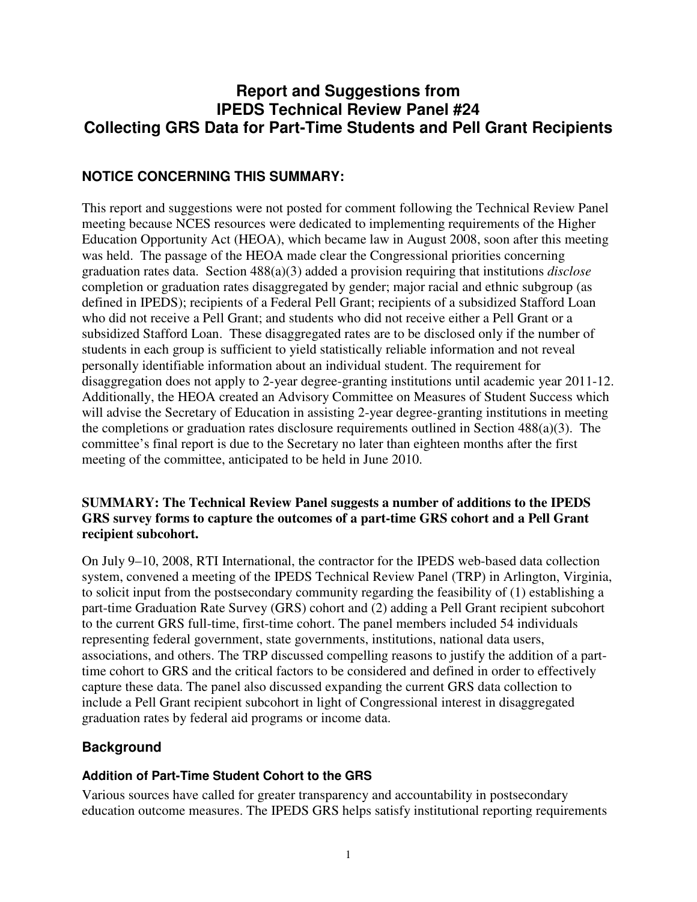# Report and Suggestions from IPEDS Technical Review Panel #24 Collecting GRS Data for Part-Time Students and Pell Grant Recipients

## NOTICE CONCERNING THIS SUMMARY:

This report and suggestions were not posted for comment following the Technical Review Panel meeting because NCES resources were dedicated to implementing requirements of the Higher Education Opportunity Act (HEOA), which became law in August 2008, soon after this meeting was held. The passage of the HEOA made clear the Congressional priorities concerning graduation rates data. Section 488(a)(3) added a provision requiring that institutions *disclose* completion or graduation rates disaggregated by gender; major racial and ethnic subgroup (as defined in IPEDS); recipients of a Federal Pell Grant; recipients of a subsidized Stafford Loan who did not receive a Pell Grant; and students who did not receive either a Pell Grant or a subsidized Stafford Loan. These disaggregated rates are to be disclosed only if the number of students in each group is sufficient to yield statistically reliable information and not reveal personally identifiable information about an individual student. The requirement for disaggregation does not apply to 2-year degree-granting institutions until academic year 2011-12. Additionally, the HEOA created an Advisory Committee on Measures of Student Success which will advise the Secretary of Education in assisting 2-year degree-granting institutions in meeting the completions or graduation rates disclosure requirements outlined in Section 488(a)(3). The committee's final report is due to the Secretary no later than eighteen months after the first meeting of the committee, anticipated to be held in June 2010.

**SUMMARY: The Technical Review Panel suggests a number of additions to the IPEDS GRS survey forms to capture the outcomes of a part-time GRS cohort and a Pell Grant recipient subcohort.**

On July 9–10, 2008, RTI International, the contractor for the IPEDS web-based data collection system, convened a meeting of the IPEDS Technical Review Panel (TRP) in Arlington, Virginia, to solicit input from the postsecondary community regarding the feasibility of (1) establishing a part-time Graduation Rate Survey (GRS) cohort and (2) adding a Pell Grant recipient subcohort to the current GRS full-time, first-time cohort. The panel members included 54 individuals representing federal government, state governments, institutions, national data users, associations, and others. The TRP discussed compelling reasons to justify the addition of a part-time cohort to GRS and the critical factors to be considered and defined in order to effectively capture these data. The panel also discussed expanding the current GRS data collection to include a Pell Grant recipient subcohort in light of Congressional interest in disaggregated graduation rates by federal aid programs or income data.

## Background

### Addition of Part-Time Student Cohort to the GRS

Various sources have called for greater transparency and accountability in postsecondary education outcome measures. The IPEDS GRS helps satisfy institutional reporting requirements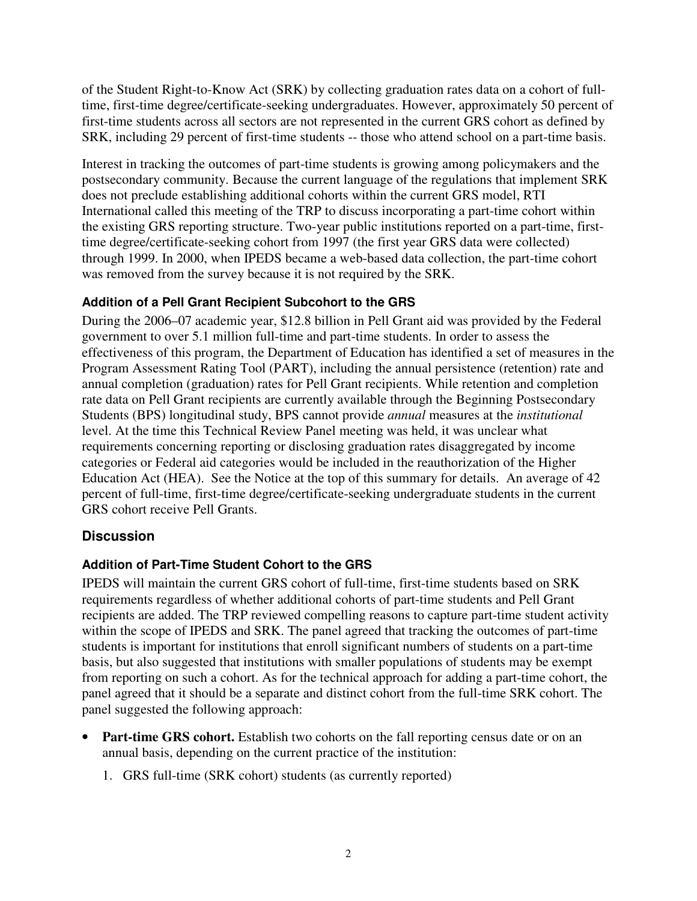of the Student Right-to-Know Act (SRK) by collecting graduation rates data on a cohort of full-time, first-time degree/certificate-seeking undergraduates. However, approximately 50 percent of first-time students across all sectors are not represented in the current GRS cohort as defined by SRK, including 29 percent of first-time students -- those who attend school on a part-time basis.

Interest in tracking the outcomes of part-time students is growing among policymakers and the postsecondary community. Because the current language of the regulations that implement SRK does not preclude establishing additional cohorts within the current GRS model, RTI International called this meeting of the TRP to discuss incorporating a part-time cohort within the existing GRS reporting structure. Two-year public institutions reported on a part-time, first-time degree/certificate-seeking cohort from 1997 (the first year GRS data were collected) through 1999. In 2000, when IPEDS became a web-based data collection, the part-time cohort was removed from the survey because it is not required by the SRK.

### Addition of a Pell Grant Recipient Subcohort to the GRS

During the 2006–07 academic year, $12.8 billion in Pell Grant aid was provided by the Federal government to over 5.1 million full-time and part-time students. In order to assess the effectiveness of this program, the Department of Education has identified a set of measures in the Program Assessment Rating Tool (PART), including the annual persistence (retention) rate and annual completion (graduation) rates for Pell Grant recipients. While retention and completion rate data on Pell Grant recipients are currently available through the Beginning Postsecondary Students (BPS) longitudinal study, BPS cannot provide *annual* measures at the *institutional* level. At the time this Technical Review Panel meeting was held, it was unclear what requirements concerning reporting or disclosing graduation rates disaggregated by income categories or Federal aid categories would be included in the reauthorization of the Higher Education Act (HEA). See the Notice at the top of this summary for details. An average of 42 percent of full-time, first-time degree/certificate-seeking undergraduate students in the current GRS cohort receive Pell Grants.

## Discussion

### Addition of Part-Time Student Cohort to the GRS

IPEDS will maintain the current GRS cohort of full-time, first-time students based on SRK requirements regardless of whether additional cohorts of part-time students and Pell Grant recipients are added. The TRP reviewed compelling reasons to capture part-time student activity within the scope of IPEDS and SRK. The panel agreed that tracking the outcomes of part-time students is important for institutions that enroll significant numbers of students on a part-time basis, but also suggested that institutions with smaller populations of students may be exempt from reporting on such a cohort. As for the technical approach for adding a part-time cohort, the panel agreed that it should be a separate and distinct cohort from the full-time SRK cohort. The panel suggested the following approach:

- **Part-time GRS cohort.** Establish two cohorts on the fall reporting census date or on an annual basis, depending on the current practice of the institution:
    1. GRS full-time (SRK cohort) students (as currently reported)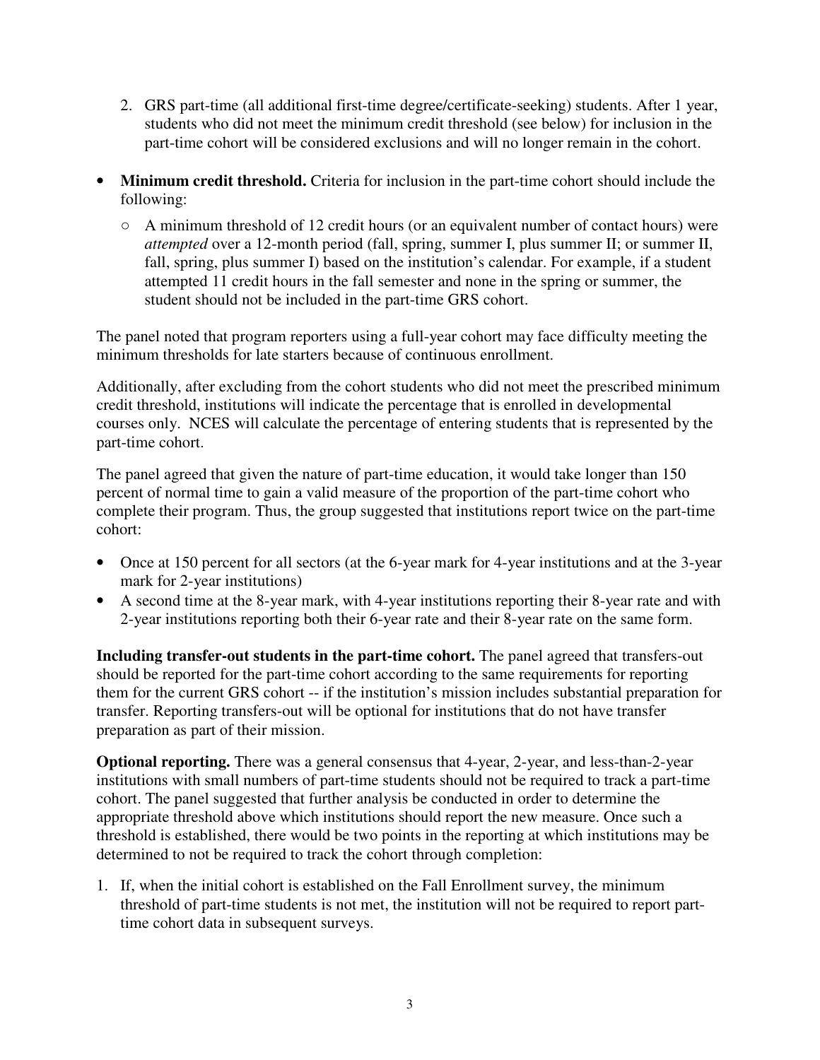2. GRS part-time (all additional first-time degree/certificate-seeking) students. After 1 year, students who did not meet the minimum credit threshold (see below) for inclusion in the part-time cohort will be considered exclusions and will no longer remain in the cohort.

- **Minimum credit threshold.** Criteria for inclusion in the part-time cohort should include the following:
  - A minimum threshold of 12 credit hours (or an equivalent number of contact hours) were *attempted* over a 12-month period (fall, spring, summer I, plus summer II; or summer II, fall, spring, plus summer I) based on the institution's calendar. For example, if a student attempted 11 credit hours in the fall semester and none in the spring or summer, the student should not be included in the part-time GRS cohort.

The panel noted that program reporters using a full-year cohort may face difficulty meeting the minimum thresholds for late starters because of continuous enrollment.

Additionally, after excluding from the cohort students who did not meet the prescribed minimum credit threshold, institutions will indicate the percentage that is enrolled in developmental courses only. NCES will calculate the percentage of entering students that is represented by the part-time cohort.

The panel agreed that given the nature of part-time education, it would take longer than 150 percent of normal time to gain a valid measure of the proportion of the part-time cohort who complete their program. Thus, the group suggested that institutions report twice on the part-time cohort:

- Once at 150 percent for all sectors (at the 6-year mark for 4-year institutions and at the 3-year mark for 2-year institutions)
- A second time at the 8-year mark, with 4-year institutions reporting their 8-year rate and with 2-year institutions reporting both their 6-year rate and their 8-year rate on the same form.

**Including transfer-out students in the part-time cohort.** The panel agreed that transfers-out should be reported for the part-time cohort according to the same requirements for reporting them for the current GRS cohort -- if the institution's mission includes substantial preparation for transfer. Reporting transfers-out will be optional for institutions that do not have transfer preparation as part of their mission.

**Optional reporting.** There was a general consensus that 4-year, 2-year, and less-than-2-year institutions with small numbers of part-time students should not be required to track a part-time cohort. The panel suggested that further analysis be conducted in order to determine the appropriate threshold above which institutions should report the new measure. Once such a threshold is established, there would be two points in the reporting at which institutions may be determined to not be required to track the cohort through completion:

1. If, when the initial cohort is established on the Fall Enrollment survey, the minimum threshold of part-time students is not met, the institution will not be required to report part-time cohort data in subsequent surveys.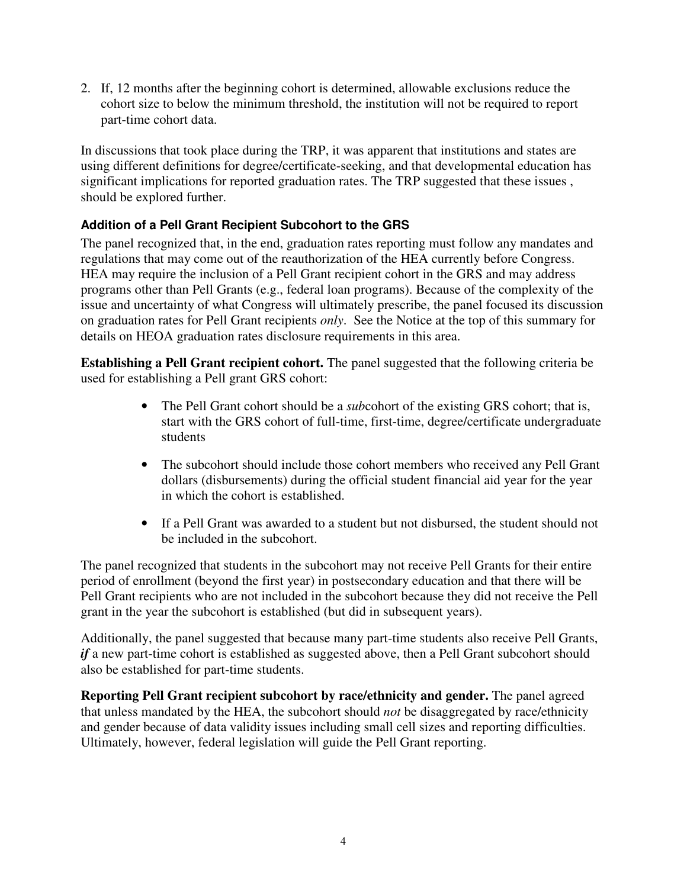2. If, 12 months after the beginning cohort is determined, allowable exclusions reduce the cohort size to below the minimum threshold, the institution will not be required to report part-time cohort data.

In discussions that took place during the TRP, it was apparent that institutions and states are using different definitions for degree/certificate-seeking, and that developmental education has significant implications for reported graduation rates. The TRP suggested that these issues , should be explored further.

### Addition of a Pell Grant Recipient Subcohort to the GRS

The panel recognized that, in the end, graduation rates reporting must follow any mandates and regulations that may come out of the reauthorization of the HEA currently before Congress. HEA may require the inclusion of a Pell Grant recipient cohort in the GRS and may address programs other than Pell Grants (e.g., federal loan programs). Because of the complexity of the issue and uncertainty of what Congress will ultimately prescribe, the panel focused its discussion on graduation rates for Pell Grant recipients *only*. See the Notice at the top of this summary for details on HEOA graduation rates disclosure requirements in this area.

**Establishing a Pell Grant recipient cohort.** The panel suggested that the following criteria be used for establishing a Pell grant GRS cohort:

- The Pell Grant cohort should be a *sub*cohort of the existing GRS cohort; that is, start with the GRS cohort of full-time, first-time, degree/certificate undergraduate students
- The subcohort should include those cohort members who received any Pell Grant dollars (disbursements) during the official student financial aid year for the year in which the cohort is established.
- If a Pell Grant was awarded to a student but not disbursed, the student should not be included in the subcohort.

The panel recognized that students in the subcohort may not receive Pell Grants for their entire period of enrollment (beyond the first year) in postsecondary education and that there will be Pell Grant recipients who are not included in the subcohort because they did not receive the Pell grant in the year the subcohort is established (but did in subsequent years).

Additionally, the panel suggested that because many part-time students also receive Pell Grants, ***if*** a new part-time cohort is established as suggested above, then a Pell Grant subcohort should also be established for part-time students.

**Reporting Pell Grant recipient subcohort by race/ethnicity and gender.** The panel agreed that unless mandated by the HEA, the subcohort should *not* be disaggregated by race/ethnicity and gender because of data validity issues including small cell sizes and reporting difficulties. Ultimately, however, federal legislation will guide the Pell Grant reporting.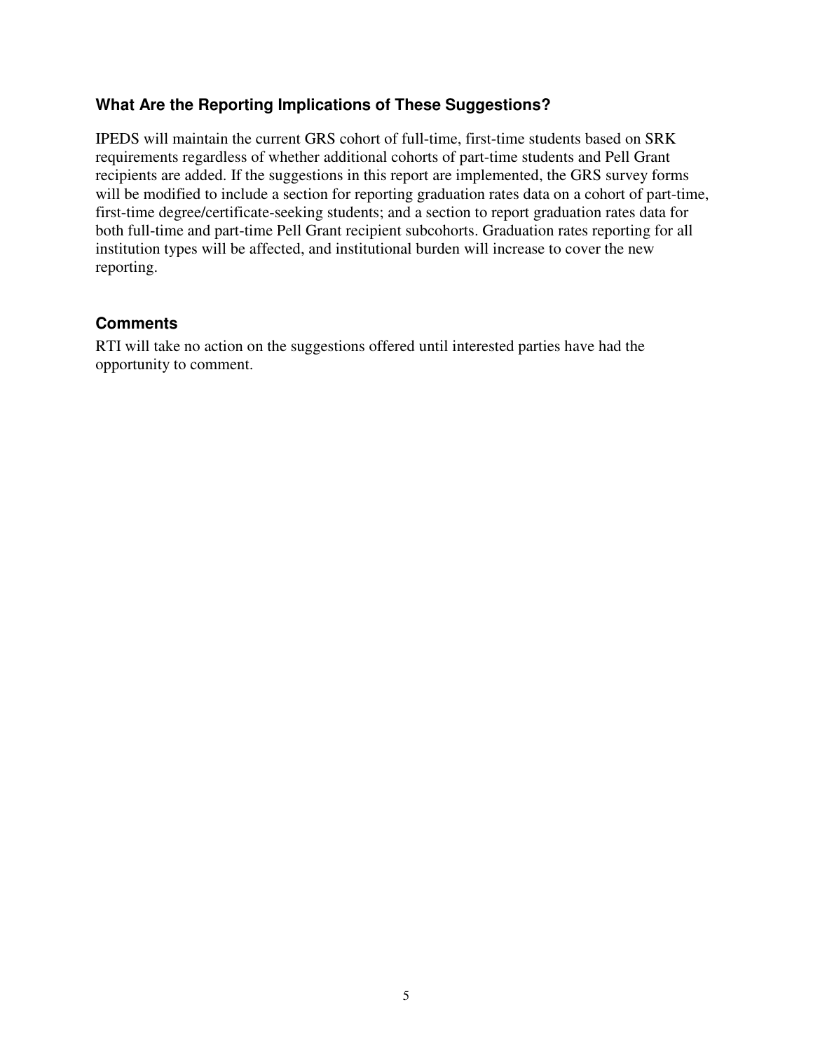### What Are the Reporting Implications of These Suggestions?

IPEDS will maintain the current GRS cohort of full-time, first-time students based on SRK requirements regardless of whether additional cohorts of part-time students and Pell Grant recipients are added. If the suggestions in this report are implemented, the GRS survey forms will be modified to include a section for reporting graduation rates data on a cohort of part-time, first-time degree/certificate-seeking students; and a section to report graduation rates data for both full-time and part-time Pell Grant recipient subcohorts. Graduation rates reporting for all institution types will be affected, and institutional burden will increase to cover the new reporting.

### Comments

RTI will take no action on the suggestions offered until interested parties have had the opportunity to comment.